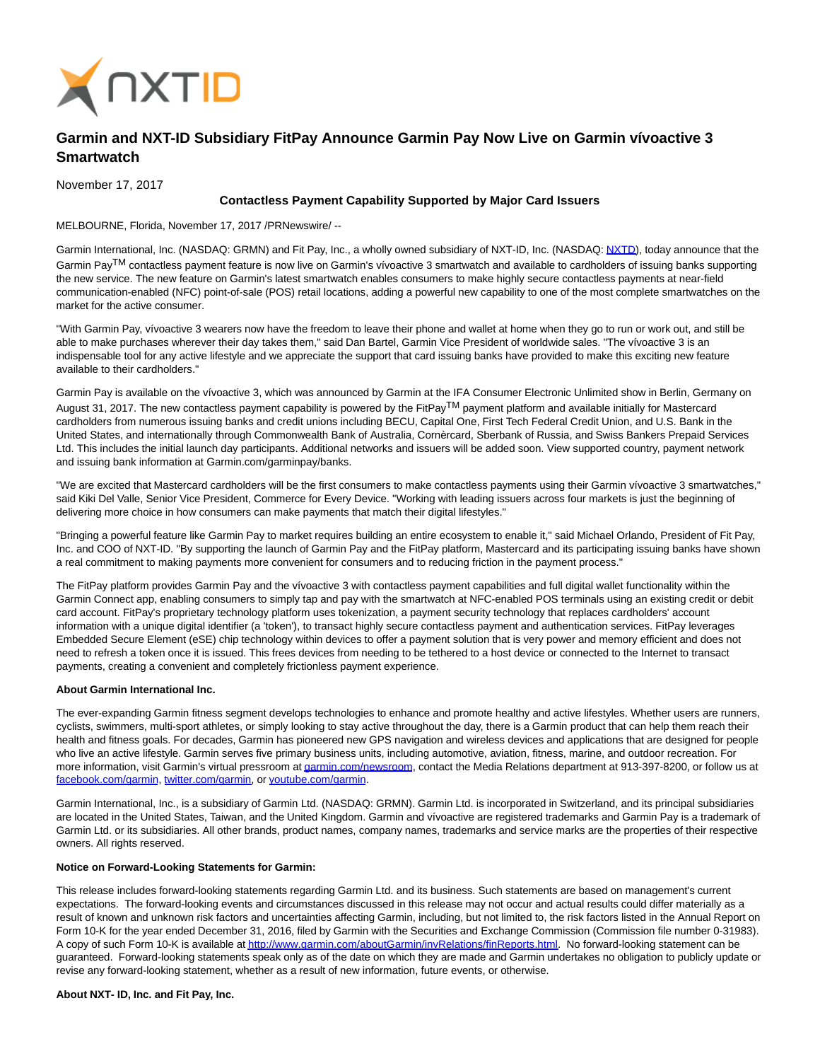NXTID

# Garmin and NXT-ID Subsidiary FitPay Announce Garmin Pay Now Live on Garmin vívoactive 3 Smartwatch

November 17, 2017

**Contactless Payment Capability Supported by Major Card Issuers**

MELBOURNE, Florida, November 17, 2017 /PRNewswire/ --

Garmin International, Inc. (NASDAQ: GRMN) and Fit Pay, Inc., a wholly owned subsidiary of NXT-ID, Inc. (NASDAQ: NXTD), today announce that the Garmin Pay™ contactless payment feature is now live on Garmin's vívoactive 3 smartwatch and available to cardholders of issuing banks supporting the new service. The new feature on Garmin's latest smartwatch enables consumers to make highly secure contactless payments at near-field communication-enabled (NFC) point-of-sale (POS) retail locations, adding a powerful new capability to one of the most complete smartwatches on the market for the active consumer.

"With Garmin Pay, vívoactive 3 wearers now have the freedom to leave their phone and wallet at home when they go to run or work out, and still be able to make purchases wherever their day takes them," said Dan Bartel, Garmin Vice President of worldwide sales. "The vívoactive 3 is an indispensable tool for any active lifestyle and we appreciate the support that card issuing banks have provided to make this exciting new feature available to their cardholders."

Garmin Pay is available on the vívoactive 3, which was announced by Garmin at the IFA Consumer Electronic Unlimited show in Berlin, Germany on August 31, 2017. The new contactless payment capability is powered by the FitPay™ payment platform and available initially for Mastercard cardholders from numerous issuing banks and credit unions including BECU, Capital One, First Tech Federal Credit Union, and U.S. Bank in the United States, and internationally through Commonwealth Bank of Australia, Cornèrcard, Sberbank of Russia, and Swiss Bankers Prepaid Services Ltd. This includes the initial launch day participants. Additional networks and issuers will be added soon. View supported country, payment network and issuing bank information at Garmin.com/garminpay/banks.

"We are excited that Mastercard cardholders will be the first consumers to make contactless payments using their Garmin vívoactive 3 smartwatches," said Kiki Del Valle, Senior Vice President, Commerce for Every Device. "Working with leading issuers across four markets is just the beginning of delivering more choice in how consumers can make payments that match their digital lifestyles."

"Bringing a powerful feature like Garmin Pay to market requires building an entire ecosystem to enable it," said Michael Orlando, President of Fit Pay, Inc. and COO of NXT-ID. "By supporting the launch of Garmin Pay and the FitPay platform, Mastercard and its participating issuing banks have shown a real commitment to making payments more convenient for consumers and to reducing friction in the payment process."

The FitPay platform provides Garmin Pay and the vívoactive 3 with contactless payment capabilities and full digital wallet functionality within the Garmin Connect app, enabling consumers to simply tap and pay with the smartwatch at NFC-enabled POS terminals using an existing credit or debit card account. FitPay's proprietary technology platform uses tokenization, a payment security technology that replaces cardholders' account information with a unique digital identifier (a 'token'), to transact highly secure contactless payment and authentication services. FitPay leverages Embedded Secure Element (eSE) chip technology within devices to offer a payment solution that is very power and memory efficient and does not need to refresh a token once it is issued. This frees devices from needing to be tethered to a host device or connected to the Internet to transact payments, creating a convenient and completely frictionless payment experience.

**About Garmin International Inc.**

The ever-expanding Garmin fitness segment develops technologies to enhance and promote healthy and active lifestyles. Whether users are runners, cyclists, swimmers, multi-sport athletes, or simply looking to stay active throughout the day, there is a Garmin product that can help them reach their health and fitness goals. For decades, Garmin has pioneered new GPS navigation and wireless devices and applications that are designed for people who live an active lifestyle. Garmin serves five primary business units, including automotive, aviation, fitness, marine, and outdoor recreation. For more information, visit Garmin's virtual pressroom at garmin.com/newsroom, contact the Media Relations department at 913-397-8200, or follow us at facebook.com/garmin, twitter.com/garmin, or youtube.com/garmin.

Garmin International, Inc., is a subsidiary of Garmin Ltd. (NASDAQ: GRMN). Garmin Ltd. is incorporated in Switzerland, and its principal subsidiaries are located in the United States, Taiwan, and the United Kingdom. Garmin and vívoactive are registered trademarks and Garmin Pay is a trademark of Garmin Ltd. or its subsidiaries. All other brands, product names, company names, trademarks and service marks are the properties of their respective owners. All rights reserved.

**Notice on Forward-Looking Statements for Garmin:**

This release includes forward-looking statements regarding Garmin Ltd. and its business. Such statements are based on management's current expectations. The forward-looking events and circumstances discussed in this release may not occur and actual results could differ materially as a result of known and unknown risk factors and uncertainties affecting Garmin, including, but not limited to, the risk factors listed in the Annual Report on Form 10-K for the year ended December 31, 2016, filed by Garmin with the Securities and Exchange Commission (Commission file number 0-31983). A copy of such Form 10-K is available at http://www.garmin.com/aboutGarmin/invRelations/finReports.html. No forward-looking statement can be guaranteed. Forward-looking statements speak only as of the date on which they are made and Garmin undertakes no obligation to publicly update or revise any forward-looking statement, whether as a result of new information, future events, or otherwise.

**About NXT- ID, Inc. and Fit Pay, Inc.**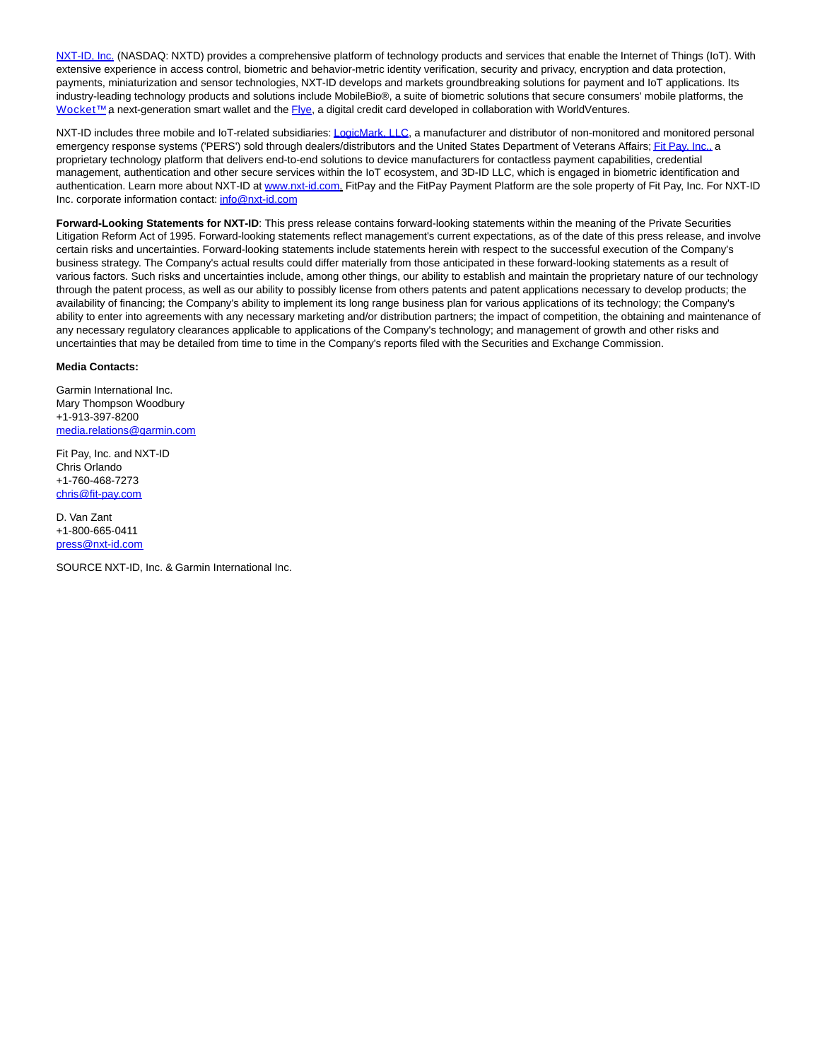NXT-ID, Inc. (NASDAQ: NXTD) provides a comprehensive platform of technology products and services that enable the Internet of Things (IoT). With extensive experience in access control, biometric and behavior-metric identity verification, security and privacy, encryption and data protection, payments, miniaturization and sensor technologies, NXT-ID develops and markets groundbreaking solutions for payment and IoT applications. Its industry-leading technology products and solutions include MobileBio®, a suite of biometric solutions that secure consumers' mobile platforms, the Wocket™ a next-generation smart wallet and the Flye, a digital credit card developed in collaboration with WorldVentures.

NXT-ID includes three mobile and IoT-related subsidiaries: LogicMark, LLC, a manufacturer and distributor of non-monitored and monitored personal emergency response systems ('PERS') sold through dealers/distributors and the United States Department of Veterans Affairs; Fit Pay, Inc., a proprietary technology platform that delivers end-to-end solutions to device manufacturers for contactless payment capabilities, credential management, authentication and other secure services within the IoT ecosystem, and 3D-ID LLC, which is engaged in biometric identification and authentication. Learn more about NXT-ID at www.nxt-id.com. FitPay and the FitPay Payment Platform are the sole property of Fit Pay, Inc. For NXT-ID Inc. corporate information contact: info@nxt-id.com

**Forward-Looking Statements for NXT-ID**: This press release contains forward-looking statements within the meaning of the Private Securities Litigation Reform Act of 1995. Forward-looking statements reflect management's current expectations, as of the date of this press release, and involve certain risks and uncertainties. Forward-looking statements include statements herein with respect to the successful execution of the Company's business strategy. The Company's actual results could differ materially from those anticipated in these forward-looking statements as a result of various factors. Such risks and uncertainties include, among other things, our ability to establish and maintain the proprietary nature of our technology through the patent process, as well as our ability to possibly license from others patents and patent applications necessary to develop products; the availability of financing; the Company's ability to implement its long range business plan for various applications of its technology; the Company's ability to enter into agreements with any necessary marketing and/or distribution partners; the impact of competition, the obtaining and maintenance of any necessary regulatory clearances applicable to applications of the Company's technology; and management of growth and other risks and uncertainties that may be detailed from time to time in the Company's reports filed with the Securities and Exchange Commission.

**Media Contacts:**

Garmin International Inc.
Mary Thompson Woodbury
+1-913-397-8200
media.relations@garmin.com

Fit Pay, Inc. and NXT-ID
Chris Orlando
+1-760-468-7273
chris@fit-pay.com

D. Van Zant
+1-800-665-0411
press@nxt-id.com

SOURCE NXT-ID, Inc. & Garmin International Inc.